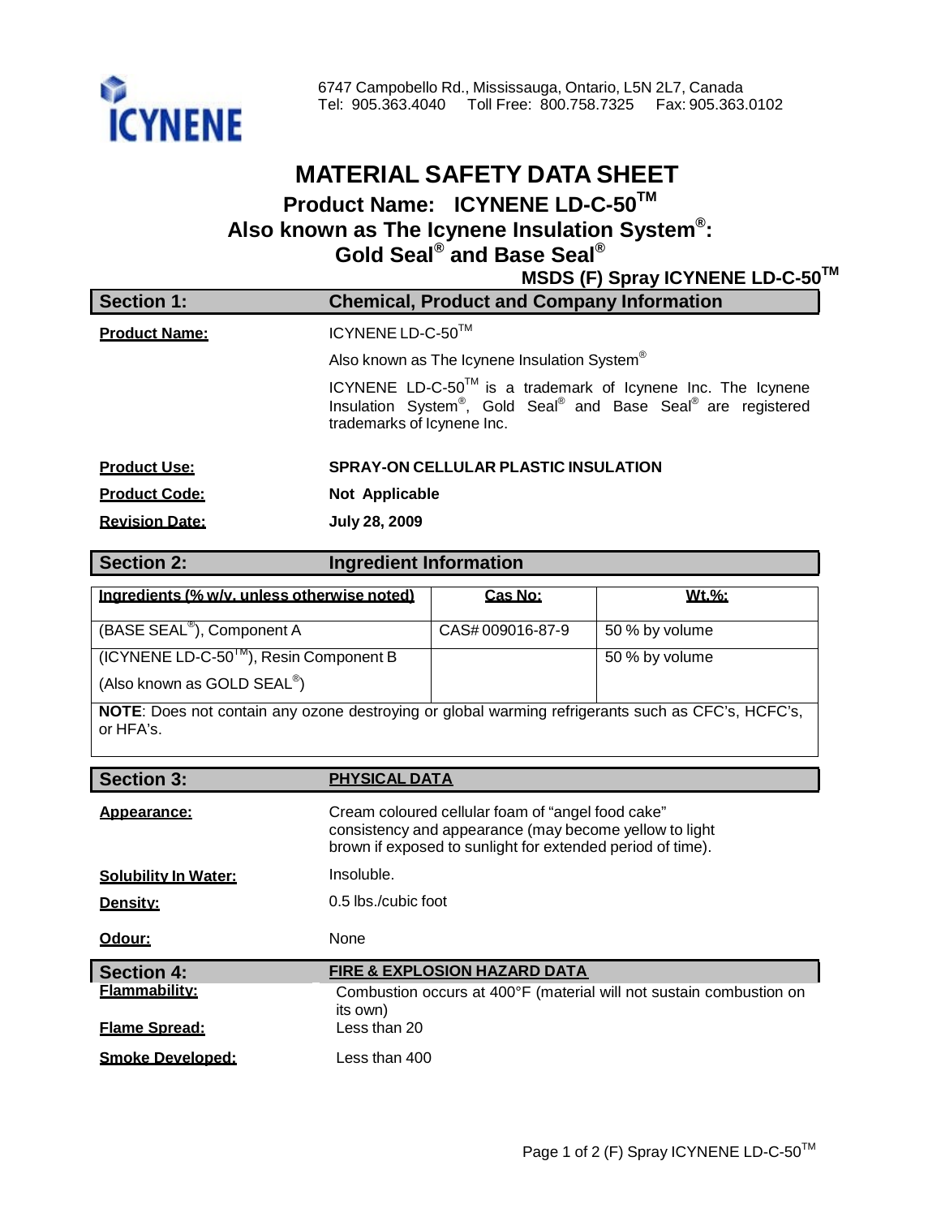ICYNENE

6747 Campobello Rd., Mississauga, Ontario, L5N 2L7, Canada
Tel: 905.363.4040 Toll Free: 800.758.7325 Fax: 905.363.0102

# MATERIAL SAFETY DATA SHEET

## Product Name: ICYNENE LD-C-50™
## Also known as The Icynene Insulation System®: Gold Seal® and Base Seal®

**MSDS (F) Spray ICYNENE LD-C-50™**

## Section 1: Chemical, Product and Company Information

**Product Name:** ICYNENE LD-C-50™

Also known as The Icynene Insulation System®

ICYNENE LD-C-50™ is a trademark of Icynene Inc. The Icynene Insulation System®, Gold Seal® and Base Seal® are registered trademarks of Icynene Inc.

**Product Use:** **SPRAY-ON CELLULAR PLASTIC INSULATION**

**Product Code:** **Not Applicable**

**Revision Date:** **July 28, 2009**

## Section 2: Ingredient Information

| Ingredients (% w/v, unless otherwise noted) | Cas No: | Wt.%: |
|---|---|---|
| (BASE SEAL®), Component A | CAS# 009016-87-9 | 50 % by volume |
| (ICYNENE LD-C-50™), Resin Component B (Also known as GOLD SEAL®) | | 50 % by volume |

**NOTE**: Does not contain any ozone destroying or global warming refrigerants such as CFC's, HCFC's, or HFA's.

## Section 3: PHYSICAL DATA

**Appearance:** Cream coloured cellular foam of "angel food cake" consistency and appearance (may become yellow to light brown if exposed to sunlight for extended period of time).

**Solubility In Water:** Insoluble.

**Density:** 0.5 lbs./cubic foot

**Odour:** None

## Section 4: FIRE & EXPLOSION HAZARD DATA

**Flammability:** Combustion occurs at 400°F (material will not sustain combustion on its own)

**Flame Spread:** Less than 20

**Smoke Developed:** Less than 400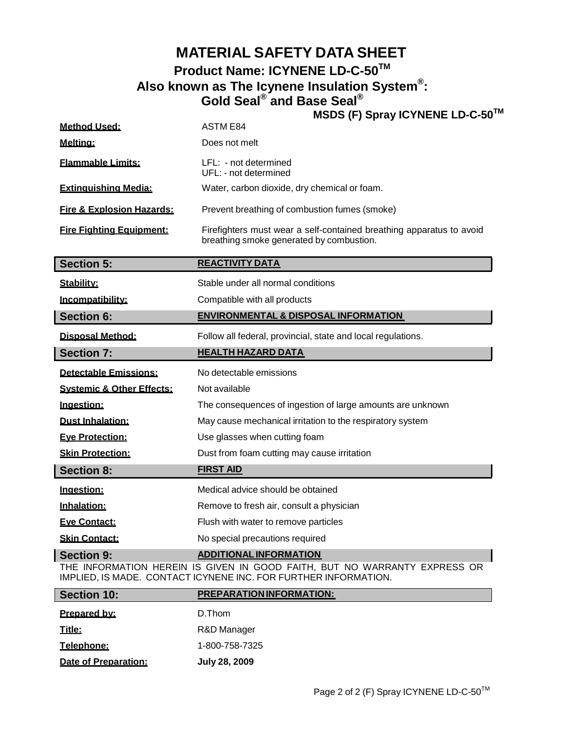# MATERIAL SAFETY DATA SHEET

## Product Name: ICYNENE LD-C-50™

## Also known as The Icynene Insulation System®: Gold Seal® and Base Seal®

**MSDS (F) Spray ICYNENE LD-C-50™**

| | |
|---|---|
| **Method Used:** | ASTM E84 |
| **Melting:** | Does not melt |
| **Flammable Limits:** | LFL: - not determined<br>UFL: - not determined |
| **Extinguishing Media:** | Water, carbon dioxide, dry chemical or foam. |
| **Fire & Explosion Hazards:** | Prevent breathing of combustion fumes (smoke) |
| **Fire Fighting Equipment:** | Firefighters must wear a self-contained breathing apparatus to avoid breathing smoke generated by combustion. |

## Section 5: REACTIVITY DATA

| | |
|---|---|
| **Stability:** | Stable under all normal conditions |
| **Incompatibility:** | Compatible with all products |

## Section 6: ENVIRONMENTAL & DISPOSAL INFORMATION

| | |
|---|---|
| **Disposal Method:** | Follow all federal, provincial, state and local regulations. |

## Section 7: HEALTH HAZARD DATA

| | |
|---|---|
| **Detectable Emissions:** | No detectable emissions |
| **Systemic & Other Effects:** | Not available |
| **Ingestion:** | The consequences of ingestion of large amounts are unknown |
| **Dust Inhalation:** | May cause mechanical irritation to the respiratory system |
| **Eye Protection:** | Use glasses when cutting foam |
| **Skin Protection:** | Dust from foam cutting may cause irritation |

## Section 8: FIRST AID

| | |
|---|---|
| **Ingestion:** | Medical advice should be obtained |
| **Inhalation:** | Remove to fresh air, consult a physician |
| **Eye Contact:** | Flush with water to remove particles |
| **Skin Contact:** | No special precautions required |

## Section 9: ADDITIONAL INFORMATION

THE INFORMATION HEREIN IS GIVEN IN GOOD FAITH, BUT NO WARRANTY EXPRESS OR IMPLIED, IS MADE. CONTACT ICYNENE INC. FOR FURTHER INFORMATION.

## Section 10: PREPARATION INFORMATION:

| | |
|---|---|
| **Prepared by:** | D.Thom |
| **Title:** | R&D Manager |
| **Telephone:** | 1-800-758-7325 |
| **Date of Preparation:** | **July 28, 2009** |